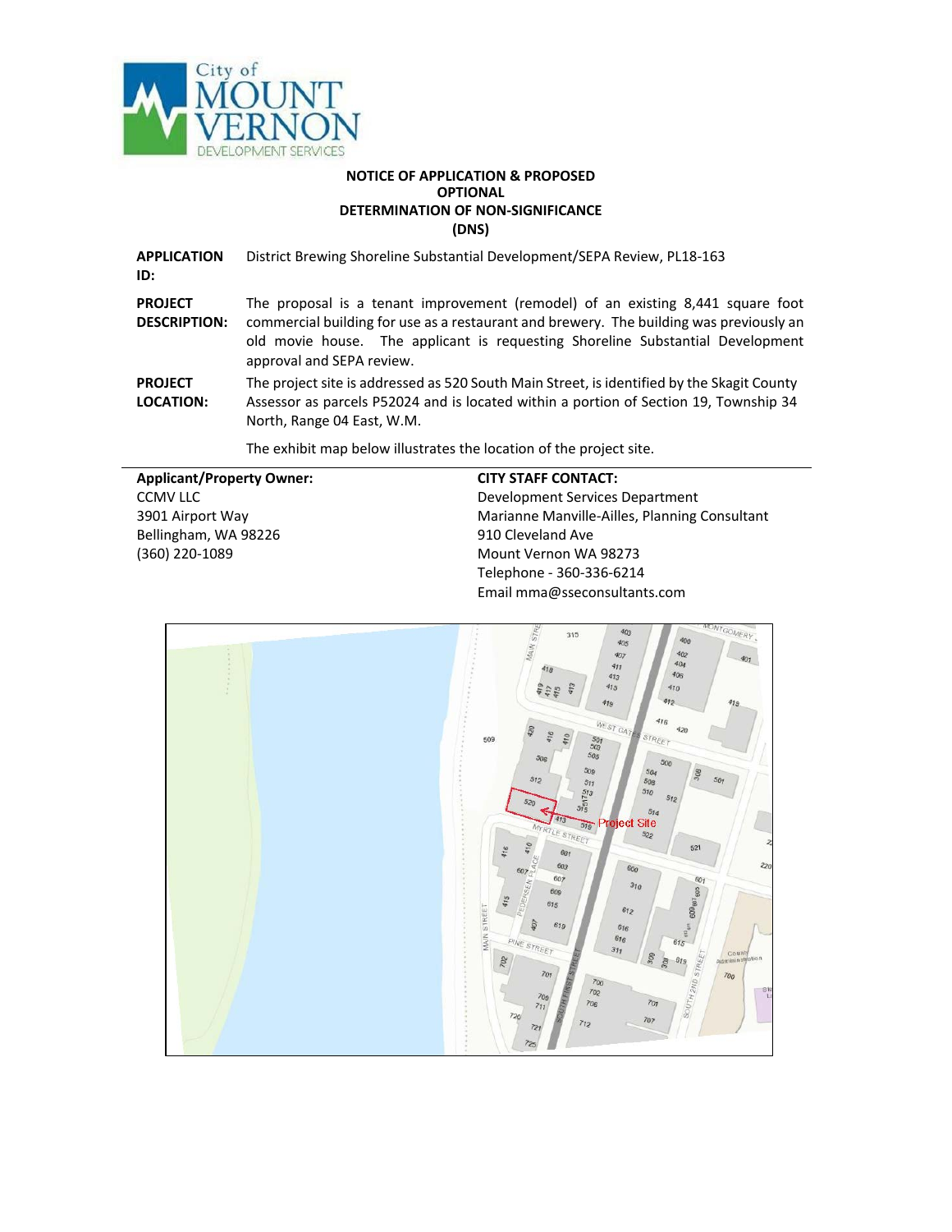City of MOUNT VERNON DEVELOPMENT SERVICES

**NOTICE OF APPLICATION & PROPOSED OPTIONAL DETERMINATION OF NON-SIGNIFICANCE (DNS)**

**APPLICATION ID:** District Brewing Shoreline Substantial Development/SEPA Review, PL18-163

**PROJECT DESCRIPTION:** The proposal is a tenant improvement (remodel) of an existing 8,441 square foot commercial building for use as a restaurant and brewery. The building was previously an old movie house. The applicant is requesting Shoreline Substantial Development approval and SEPA review.

**PROJECT LOCATION:** The project site is addressed as 520 South Main Street, is identified by the Skagit County Assessor as parcels P52024 and is located within a portion of Section 19, Township 34 North, Range 04 East, W.M.

The exhibit map below illustrates the location of the project site.

---

**Applicant/Property Owner:**
CCMV LLC
3901 Airport Way
Bellingham, WA 98226
(360) 220-1089

**CITY STAFF CONTACT:**
Development Services Department
Marianne Manville-Ailles, Planning Consultant
910 Cleveland Ave
Mount Vernon WA 98273
Telephone - 360-336-6214
Email mma@sseconsultants.com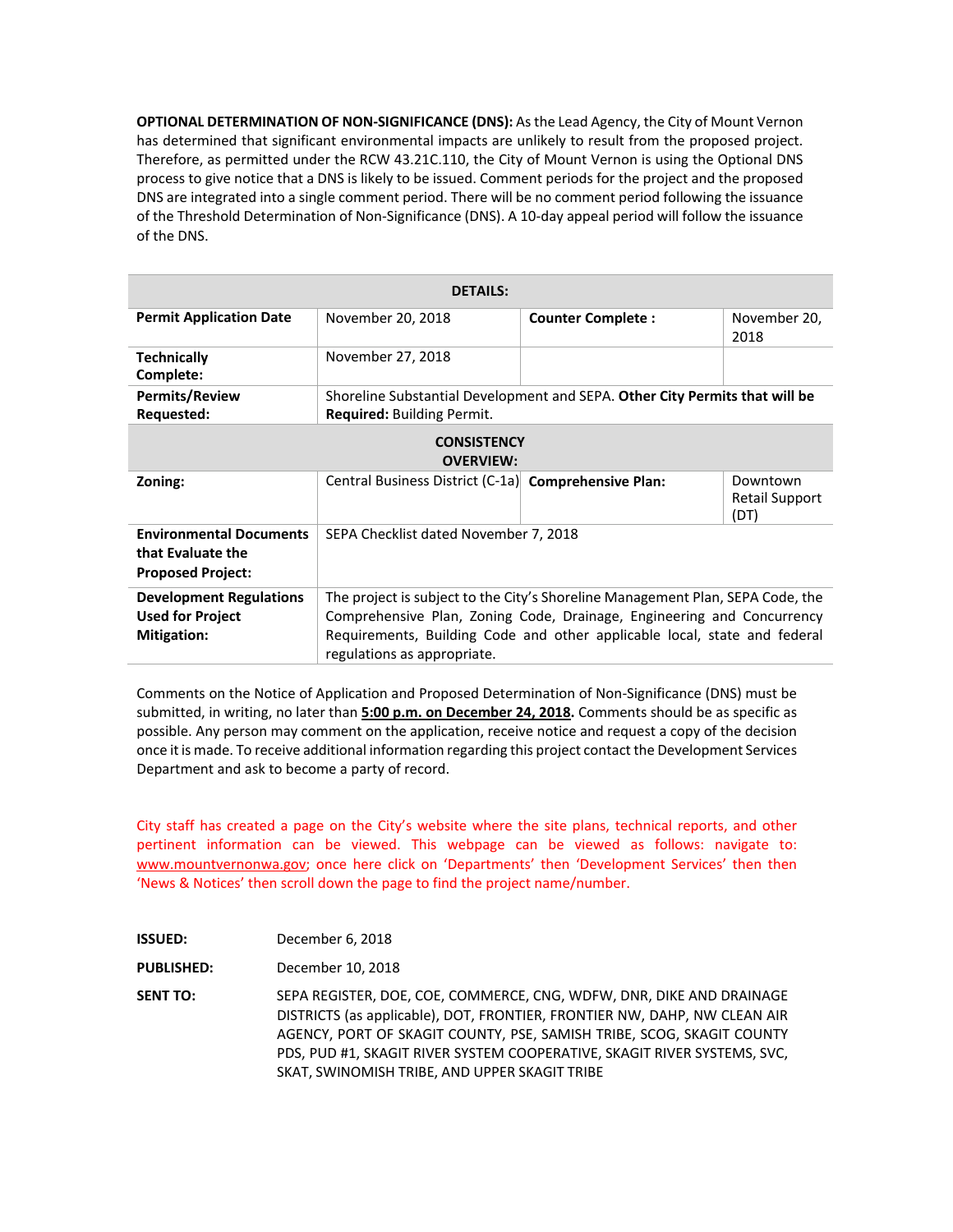**OPTIONAL DETERMINATION OF NON-SIGNIFICANCE (DNS):** As the Lead Agency, the City of Mount Vernon has determined that significant environmental impacts are unlikely to result from the proposed project. Therefore, as permitted under the RCW 43.21C.110, the City of Mount Vernon is using the Optional DNS process to give notice that a DNS is likely to be issued. Comment periods for the project and the proposed DNS are integrated into a single comment period. There will be no comment period following the issuance of the Threshold Determination of Non-Significance (DNS). A 10-day appeal period will follow the issuance of the DNS.

| **DETAILS:** | | | |
|---|---|---|---|
| **Permit Application Date** | November 20, 2018 | **Counter Complete :** | November 20, 2018 |
| **Technically Complete:** | November 27, 2018 | | |
| **Permits/Review Requested:** | Shoreline Substantial Development and SEPA. **Other City Permits that will be Required:** Building Permit. | | |
| **CONSISTENCY OVERVIEW:** | | | |
| **Zoning:** | Central Business District (C-1a) | **Comprehensive Plan:** | Downtown Retail Support (DT) |
| **Environmental Documents that Evaluate the Proposed Project:** | SEPA Checklist dated November 7, 2018 | | |
| **Development Regulations Used for Project Mitigation:** | The project is subject to the City's Shoreline Management Plan, SEPA Code, the Comprehensive Plan, Zoning Code, Drainage, Engineering and Concurrency Requirements, Building Code and other applicable local, state and federal regulations as appropriate. | | |

Comments on the Notice of Application and Proposed Determination of Non-Significance (DNS) must be submitted, in writing, no later than **5:00 p.m. on December 24, 2018.** Comments should be as specific as possible. Any person may comment on the application, receive notice and request a copy of the decision once it is made. To receive additional information regarding this project contact the Development Services Department and ask to become a party of record.

City staff has created a page on the City's website where the site plans, technical reports, and other pertinent information can be viewed. This webpage can be viewed as follows: navigate to: www.mountvernonwa.gov; once here click on 'Departments' then 'Development Services' then then 'News & Notices' then scroll down the page to find the project name/number.

**ISSUED:** December 6, 2018

**PUBLISHED:** December 10, 2018

**SENT TO:** SEPA REGISTER, DOE, COE, COMMERCE, CNG, WDFW, DNR, DIKE AND DRAINAGE DISTRICTS (as applicable), DOT, FRONTIER, FRONTIER NW, DAHP, NW CLEAN AIR AGENCY, PORT OF SKAGIT COUNTY, PSE, SAMISH TRIBE, SCOG, SKAGIT COUNTY PDS, PUD #1, SKAGIT RIVER SYSTEM COOPERATIVE, SKAGIT RIVER SYSTEMS, SVC, SKAT, SWINOMISH TRIBE, AND UPPER SKAGIT TRIBE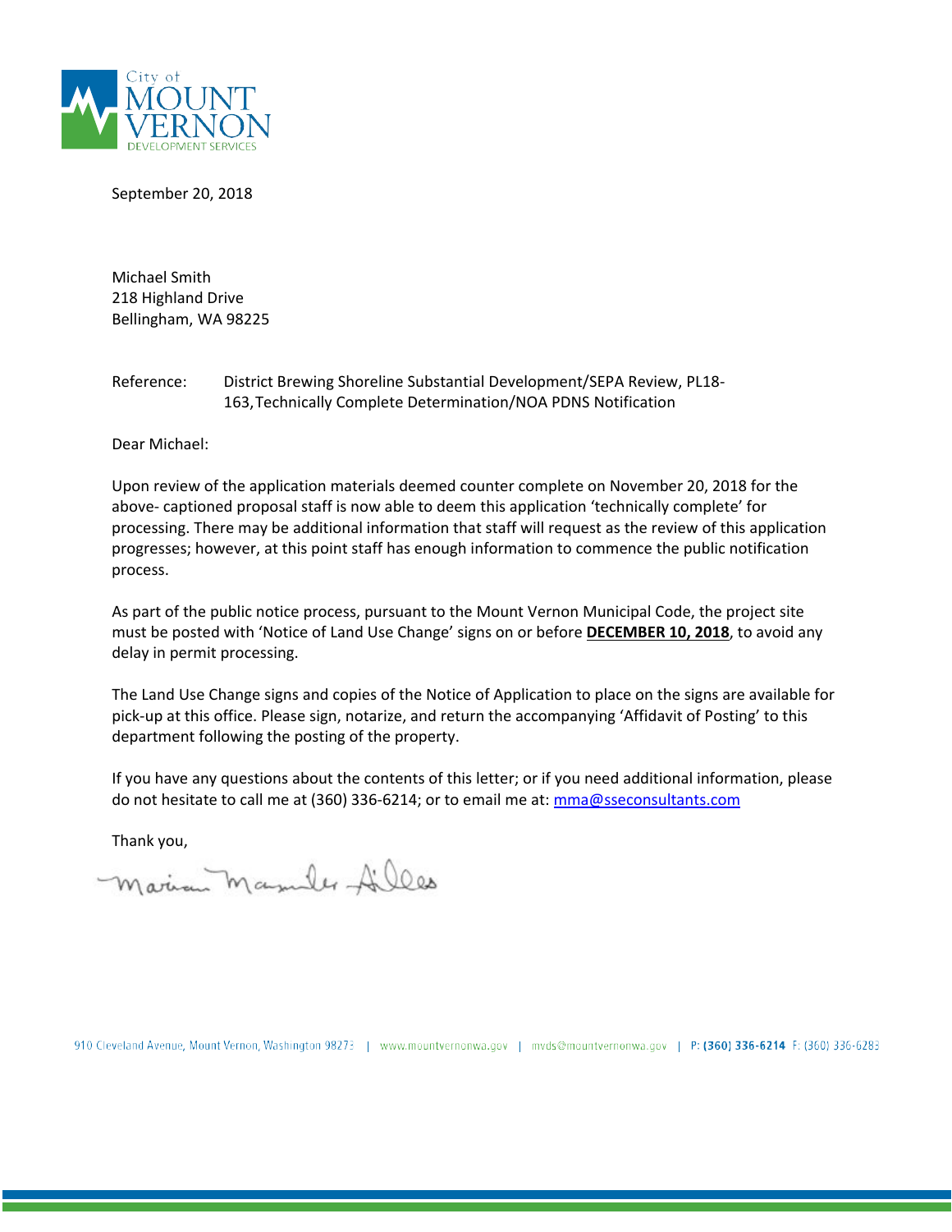City of MOUNT VERNON DEVELOPMENT SERVICES

September 20, 2018

Michael Smith
218 Highland Drive
Bellingham, WA 98225

Reference: District Brewing Shoreline Substantial Development/SEPA Review, PL18-163, Technically Complete Determination/NOA PDNS Notification

Dear Michael:

Upon review of the application materials deemed counter complete on November 20, 2018 for the above- captioned proposal staff is now able to deem this application 'technically complete' for processing. There may be additional information that staff will request as the review of this application progresses; however, at this point staff has enough information to commence the public notification process.

As part of the public notice process, pursuant to the Mount Vernon Municipal Code, the project site must be posted with 'Notice of Land Use Change' signs on or before **DECEMBER 10, 2018**, to avoid any delay in permit processing.

The Land Use Change signs and copies of the Notice of Application to place on the signs are available for pick-up at this office. Please sign, notarize, and return the accompanying 'Affidavit of Posting' to this department following the posting of the property.

If you have any questions about the contents of this letter; or if you need additional information, please do not hesitate to call me at (360) 336-6214; or to email me at: mma@sseconsultants.com

Thank you,

Marian Mander Alles

910 Cleveland Avenue, Mount Vernon, Washington 98273 | www.mountvernonwa.gov | mvds@mountvernonwa.gov | P: (360) 336-6214 F: (360) 336-6283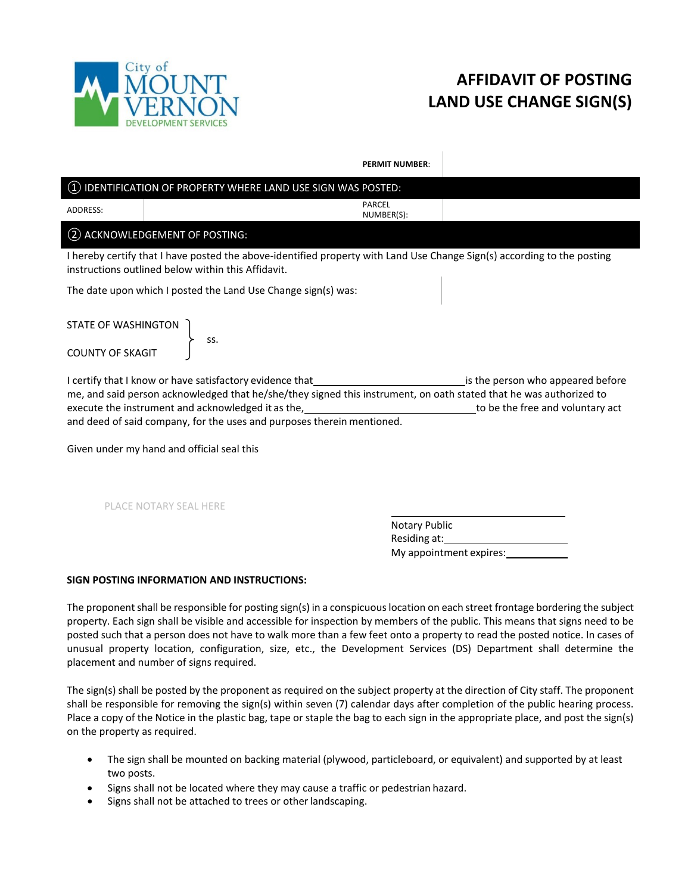City of MOUNT VERNON DEVELOPMENT SERVICES

# AFFIDAVIT OF POSTING LAND USE CHANGE SIGN(S)

| **PERMIT NUMBER**: | |
|---|---|

**① IDENTIFICATION OF PROPERTY WHERE LAND USE SIGN WAS POSTED:**

| ADDRESS: | | PARCEL NUMBER(S): | |
|---|---|---|---|

**② ACKNOWLEDGEMENT OF POSTING:**

I hereby certify that I have posted the above-identified property with Land Use Change Sign(s) according to the posting instructions outlined below within this Affidavit.

The date upon which I posted the Land Use Change sign(s) was:

STATE OF WASHINGTON }
COUNTY OF SKAGIT } ss.

I certify that I know or have satisfactory evidence that \_\_\_\_\_\_\_\_\_\_\_\_\_\_\_\_\_\_\_\_\_\_\_\_\_\_ is the person who appeared before me, and said person acknowledged that he/she/they signed this instrument, on oath stated that he was authorized to execute the instrument and acknowledged it as the, \_\_\_\_\_\_\_\_\_\_\_\_\_\_\_\_\_\_\_\_\_\_\_\_\_\_\_\_\_\_ to be the free and voluntary act and deed of said company, for the uses and purposes therein mentioned.

Given under my hand and official seal this

PLACE NOTARY SEAL HERE

\_\_\_\_\_\_\_\_\_\_\_\_\_\_\_\_\_\_\_\_\_\_\_\_\_\_\_\_\_\_
Notary Public
Residing at: \_\_\_\_\_\_\_\_\_\_\_\_\_\_\_\_\_\_\_\_\_\_
My appointment expires: \_\_\_\_\_\_\_\_\_\_\_

**SIGN POSTING INFORMATION AND INSTRUCTIONS:**

The proponent shall be responsible for posting sign(s) in a conspicuous location on each street frontage bordering the subject property. Each sign shall be visible and accessible for inspection by members of the public. This means that signs need to be posted such that a person does not have to walk more than a few feet onto a property to read the posted notice. In cases of unusual property location, configuration, size, etc., the Development Services (DS) Department shall determine the placement and number of signs required.

The sign(s) shall be posted by the proponent as required on the subject property at the direction of City staff. The proponent shall be responsible for removing the sign(s) within seven (7) calendar days after completion of the public hearing process. Place a copy of the Notice in the plastic bag, tape or staple the bag to each sign in the appropriate place, and post the sign(s) on the property as required.

- The sign shall be mounted on backing material (plywood, particleboard, or equivalent) and supported by at least two posts.
- Signs shall not be located where they may cause a traffic or pedestrian hazard.
- Signs shall not be attached to trees or other landscaping.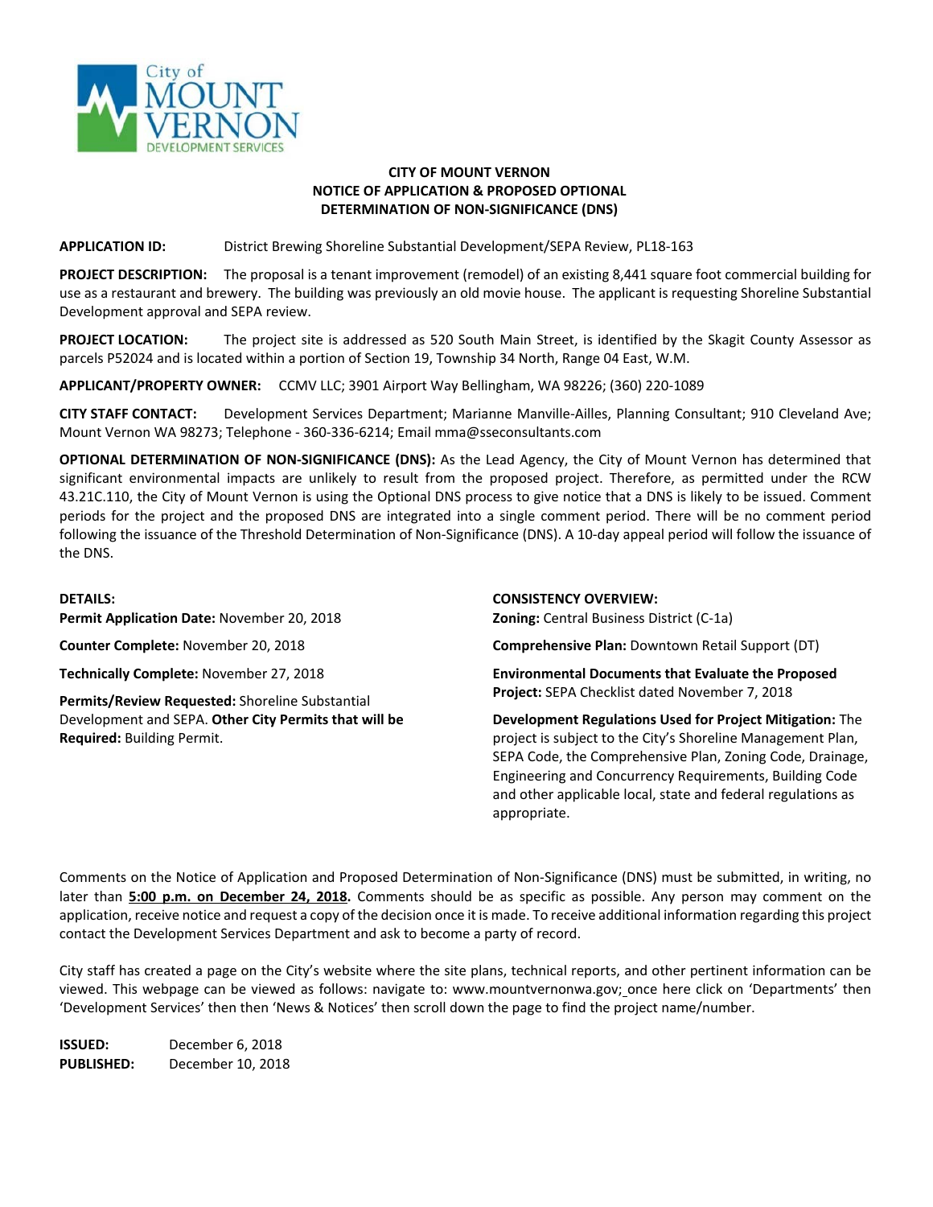City of MOUNT VERNON DEVELOPMENT SERVICES

**CITY OF MOUNT VERNON**
**NOTICE OF APPLICATION & PROPOSED OPTIONAL DETERMINATION OF NON-SIGNIFICANCE (DNS)**

**APPLICATION ID:** District Brewing Shoreline Substantial Development/SEPA Review, PL18-163

**PROJECT DESCRIPTION:** The proposal is a tenant improvement (remodel) of an existing 8,441 square foot commercial building for use as a restaurant and brewery. The building was previously an old movie house. The applicant is requesting Shoreline Substantial Development approval and SEPA review.

**PROJECT LOCATION:** The project site is addressed as 520 South Main Street, is identified by the Skagit County Assessor as parcels P52024 and is located within a portion of Section 19, Township 34 North, Range 04 East, W.M.

**APPLICANT/PROPERTY OWNER:** CCMV LLC; 3901 Airport Way Bellingham, WA 98226; (360) 220-1089

**CITY STAFF CONTACT:** Development Services Department; Marianne Manville-Ailles, Planning Consultant; 910 Cleveland Ave; Mount Vernon WA 98273; Telephone - 360-336-6214; Email mma@sseconsultants.com

**OPTIONAL DETERMINATION OF NON-SIGNIFICANCE (DNS):** As the Lead Agency, the City of Mount Vernon has determined that significant environmental impacts are unlikely to result from the proposed project. Therefore, as permitted under the RCW 43.21C.110, the City of Mount Vernon is using the Optional DNS process to give notice that a DNS is likely to be issued. Comment periods for the project and the proposed DNS are integrated into a single comment period. There will be no comment period following the issuance of the Threshold Determination of Non-Significance (DNS). A 10-day appeal period will follow the issuance of the DNS.

**DETAILS:**
**Permit Application Date:** November 20, 2018

**Counter Complete:** November 20, 2018

**Technically Complete:** November 27, 2018

**Permits/Review Requested:** Shoreline Substantial Development and SEPA. **Other City Permits that will be Required:** Building Permit.

**CONSISTENCY OVERVIEW:**
**Zoning:** Central Business District (C-1a)

**Comprehensive Plan:** Downtown Retail Support (DT)

**Environmental Documents that Evaluate the Proposed Project:** SEPA Checklist dated November 7, 2018

**Development Regulations Used for Project Mitigation:** The project is subject to the City's Shoreline Management Plan, SEPA Code, the Comprehensive Plan, Zoning Code, Drainage, Engineering and Concurrency Requirements, Building Code and other applicable local, state and federal regulations as appropriate.

Comments on the Notice of Application and Proposed Determination of Non-Significance (DNS) must be submitted, in writing, no later than **5:00 p.m. on December 24, 2018.** Comments should be as specific as possible. Any person may comment on the application, receive notice and request a copy of the decision once it is made. To receive additional information regarding this project contact the Development Services Department and ask to become a party of record.

City staff has created a page on the City's website where the site plans, technical reports, and other pertinent information can be viewed. This webpage can be viewed as follows: navigate to: www.mountvernonwa.gov; once here click on 'Departments' then 'Development Services' then then 'News & Notices' then scroll down the page to find the project name/number.

**ISSUED:** December 6, 2018
**PUBLISHED:** December 10, 2018